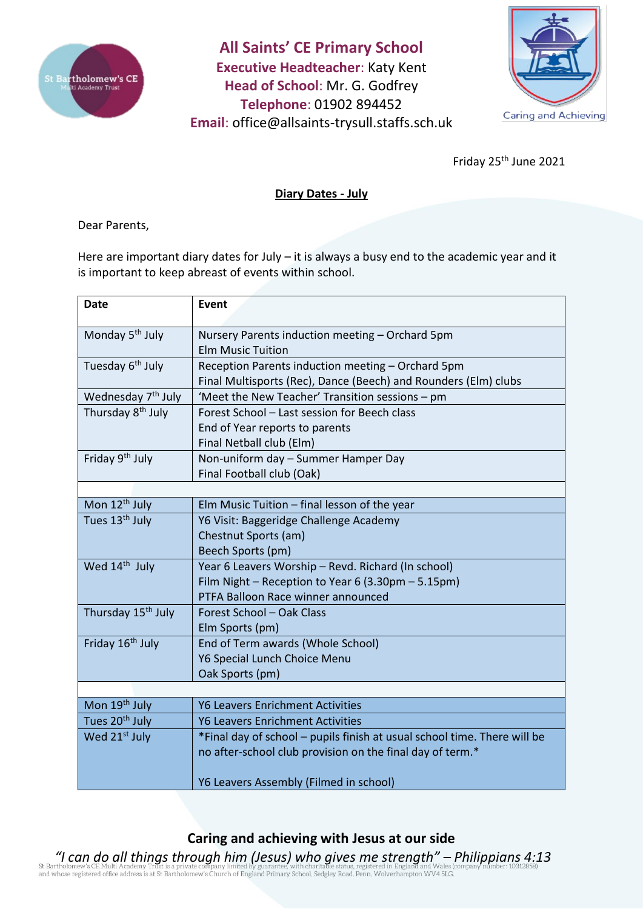# All Saints' CE Primary School

**Executive Headteacher**: Katy Kent
**Head of School**: Mr. G. Godfrey
**Telephone**: 01902 894452
**Email**: office@allsaints-trysull.staffs.sch.uk

Caring and Achieving

Friday 25th June 2021

**Diary Dates - July**

Dear Parents,

Here are important diary dates for July – it is always a busy end to the academic year and it is important to keep abreast of events within school.

| Date | Event |
|---|---|
| Monday 5th July | Nursery Parents induction meeting – Orchard 5pm<br>Elm Music Tuition |
| Tuesday 6th July | Reception Parents induction meeting – Orchard 5pm<br>Final Multisports (Rec), Dance (Beech) and Rounders (Elm) clubs |
| Wednesday 7th July | 'Meet the New Teacher' Transition sessions – pm |
| Thursday 8th July | Forest School – Last session for Beech class<br>End of Year reports to parents<br>Final Netball club (Elm) |
| Friday 9th July | Non-uniform day – Summer Hamper Day<br>Final Football club (Oak) |
| | |
| Mon 12th July | Elm Music Tuition – final lesson of the year |
| Tues 13th July | Y6 Visit: Baggeridge Challenge Academy<br>Chestnut Sports (am)<br>Beech Sports (pm) |
| Wed 14th July | Year 6 Leavers Worship – Revd. Richard (In school)<br>Film Night – Reception to Year 6 (3.30pm – 5.15pm)<br>PTFA Balloon Race winner announced |
| Thursday 15th July | Forest School – Oak Class<br>Elm Sports (pm) |
| Friday 16th July | End of Term awards (Whole School)<br>Y6 Special Lunch Choice Menu<br>Oak Sports (pm) |
| | |
| Mon 19th July | Y6 Leavers Enrichment Activities |
| Tues 20th July | Y6 Leavers Enrichment Activities |
| Wed 21st July | *Final day of school – pupils finish at usual school time. There will be no after-school club provision on the final day of term.*<br><br>Y6 Leavers Assembly (Filmed in school) |

**Caring and achieving with Jesus at our side**

*"I can do all things through him (Jesus) who gives me strength" – Philippians 4:13*

St Bartholomew's CE Multi Academy Trust is a private company limited by guarantee, with charitable status, registered in England and Wales (company number: 10312858) and whose registered office address is at St Bartholomew's Church of England Primary School, Sedgley Road, Penn, Wolverhampton WV4 5LG.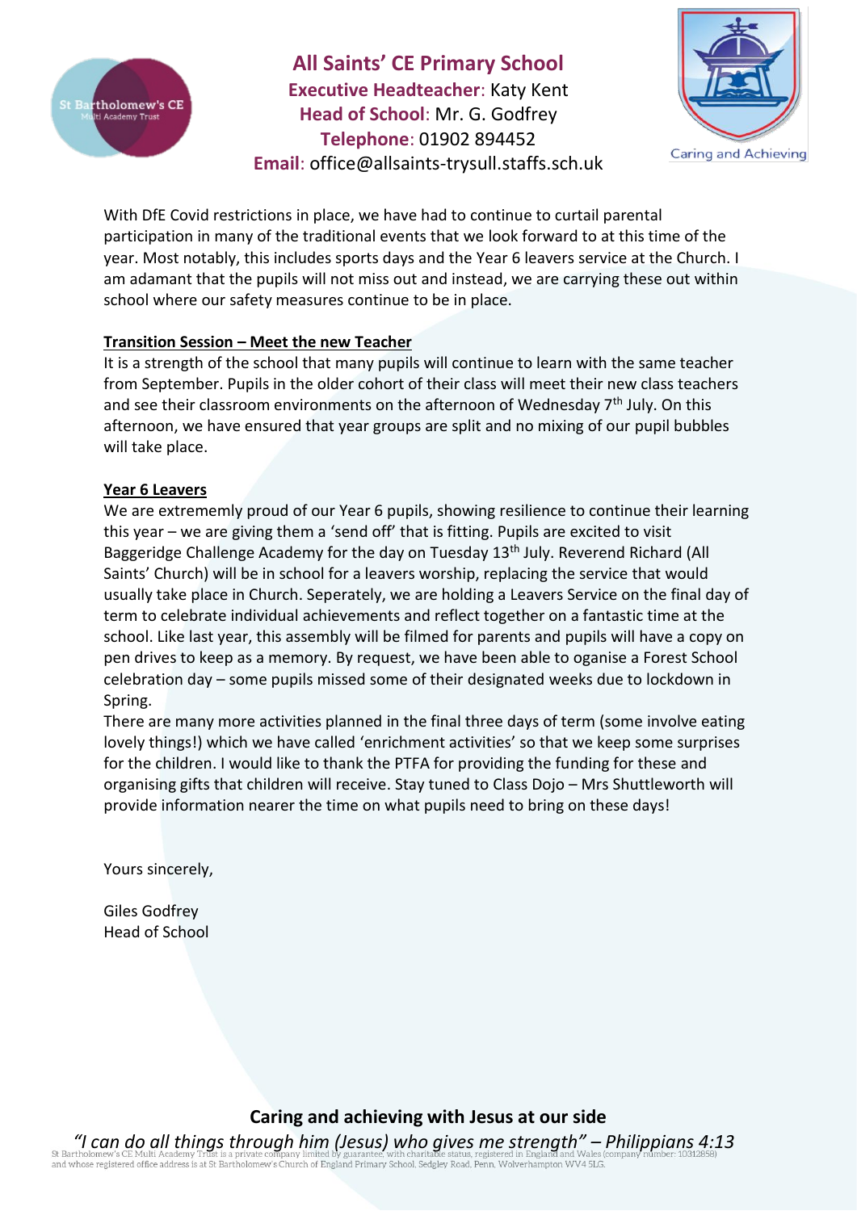# All Saints' CE Primary School

**Executive Headteacher**: Katy Kent
**Head of School**: Mr. G. Godfrey
**Telephone**: 01902 894452
**Email**: office@allsaints-trysull.staffs.sch.uk

Caring and Achieving

With DfE Covid restrictions in place, we have had to continue to curtail parental participation in many of the traditional events that we look forward to at this time of the year. Most notably, this includes sports days and the Year 6 leavers service at the Church. I am adamant that the pupils will not miss out and instead, we are carrying these out within school where our safety measures continue to be in place.

**Transition Session – Meet the new Teacher**

It is a strength of the school that many pupils will continue to learn with the same teacher from September. Pupils in the older cohort of their class will meet their new class teachers and see their classroom environments on the afternoon of Wednesday 7th July. On this afternoon, we have ensured that year groups are split and no mixing of our pupil bubbles will take place.

**Year 6 Leavers**

We are extrememly proud of our Year 6 pupils, showing resilience to continue their learning this year – we are giving them a 'send off' that is fitting. Pupils are excited to visit Baggeridge Challenge Academy for the day on Tuesday 13th July. Reverend Richard (All Saints' Church) will be in school for a leavers worship, replacing the service that would usually take place in Church. Seperately, we are holding a Leavers Service on the final day of term to celebrate individual achievements and reflect together on a fantastic time at the school. Like last year, this assembly will be filmed for parents and pupils will have a copy on pen drives to keep as a memory. By request, we have been able to oganise a Forest School celebration day – some pupils missed some of their designated weeks due to lockdown in Spring.

There are many more activities planned in the final three days of term (some involve eating lovely things!) which we have called 'enrichment activities' so that we keep some surprises for the children. I would like to thank the PTFA for providing the funding for these and organising gifts that children will receive. Stay tuned to Class Dojo – Mrs Shuttleworth will provide information nearer the time on what pupils need to bring on these days!

Yours sincerely,

Giles Godfrey
Head of School

**Caring and achieving with Jesus at our side**

*"I can do all things through him (Jesus) who gives me strength" – Philippians 4:13*

St Bartholomew's CE Multi Academy Trust is a private company limited by guarantee, with charitable status, registered in England and Wales (company number: 10312858) and whose registered office address is at St Bartholomew's Church of England Primary School, Sedgley Road, Penn, Wolverhampton WV4 5LG.